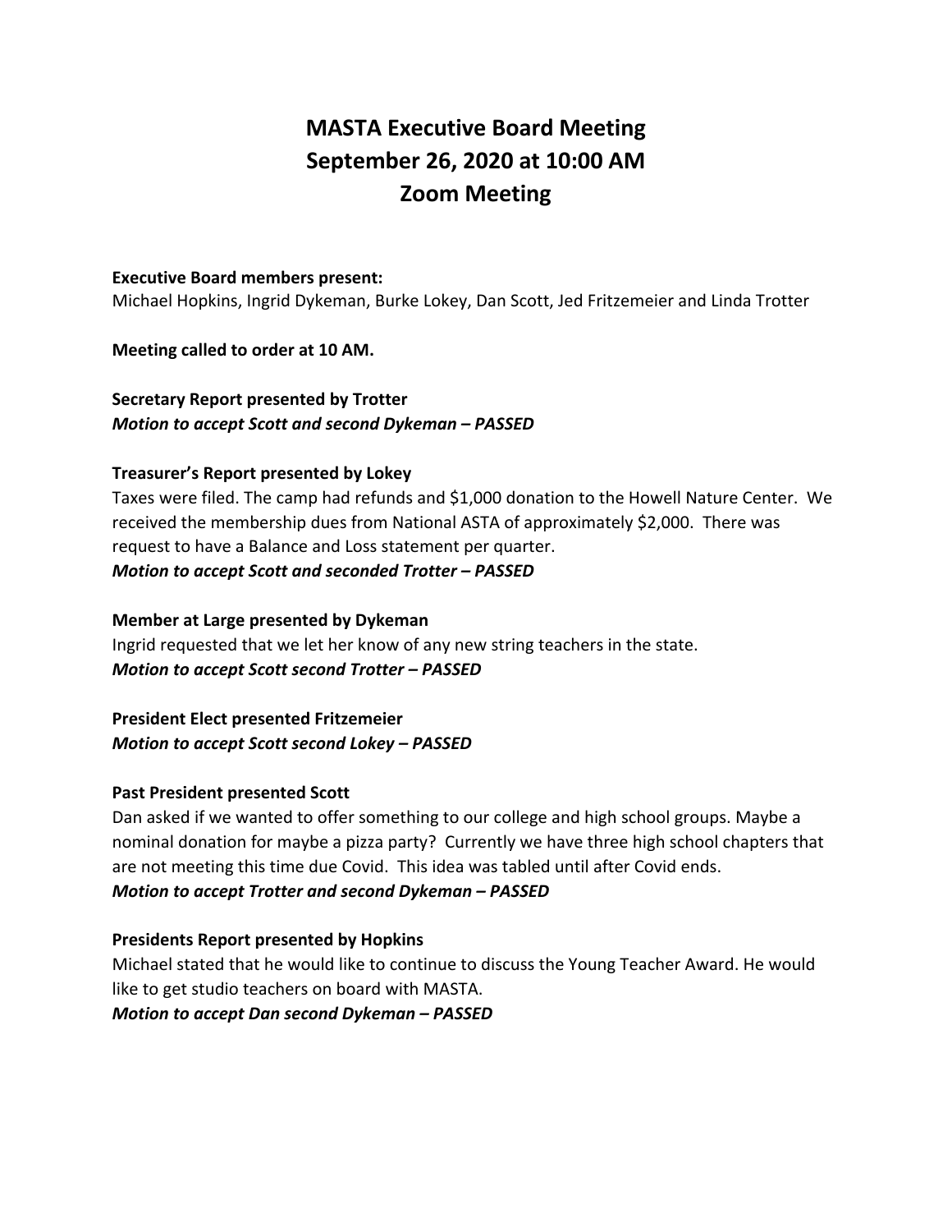# MASTA Executive Board Meeting
# September 26, 2020 at 10:00 AM
# Zoom Meeting

**Executive Board members present:**
Michael Hopkins, Ingrid Dykeman, Burke Lokey, Dan Scott, Jed Fritzemeier and Linda Trotter

**Meeting called to order at 10 AM.**

**Secretary Report presented by Trotter**
***Motion to accept Scott and second Dykeman – PASSED***

**Treasurer's Report presented by Lokey**
Taxes were filed. The camp had refunds and $1,000 donation to the Howell Nature Center. We received the membership dues from National ASTA of approximately $2,000. There was request to have a Balance and Loss statement per quarter.
***Motion to accept Scott and seconded Trotter – PASSED***

**Member at Large presented by Dykeman**
Ingrid requested that we let her know of any new string teachers in the state.
***Motion to accept Scott second Trotter – PASSED***

**President Elect presented Fritzemeier**
***Motion to accept Scott second Lokey – PASSED***

**Past President presented Scott**
Dan asked if we wanted to offer something to our college and high school groups. Maybe a nominal donation for maybe a pizza party? Currently we have three high school chapters that are not meeting this time due Covid. This idea was tabled until after Covid ends.
***Motion to accept Trotter and second Dykeman – PASSED***

**Presidents Report presented by Hopkins**
Michael stated that he would like to continue to discuss the Young Teacher Award. He would like to get studio teachers on board with MASTA.
***Motion to accept Dan second Dykeman – PASSED***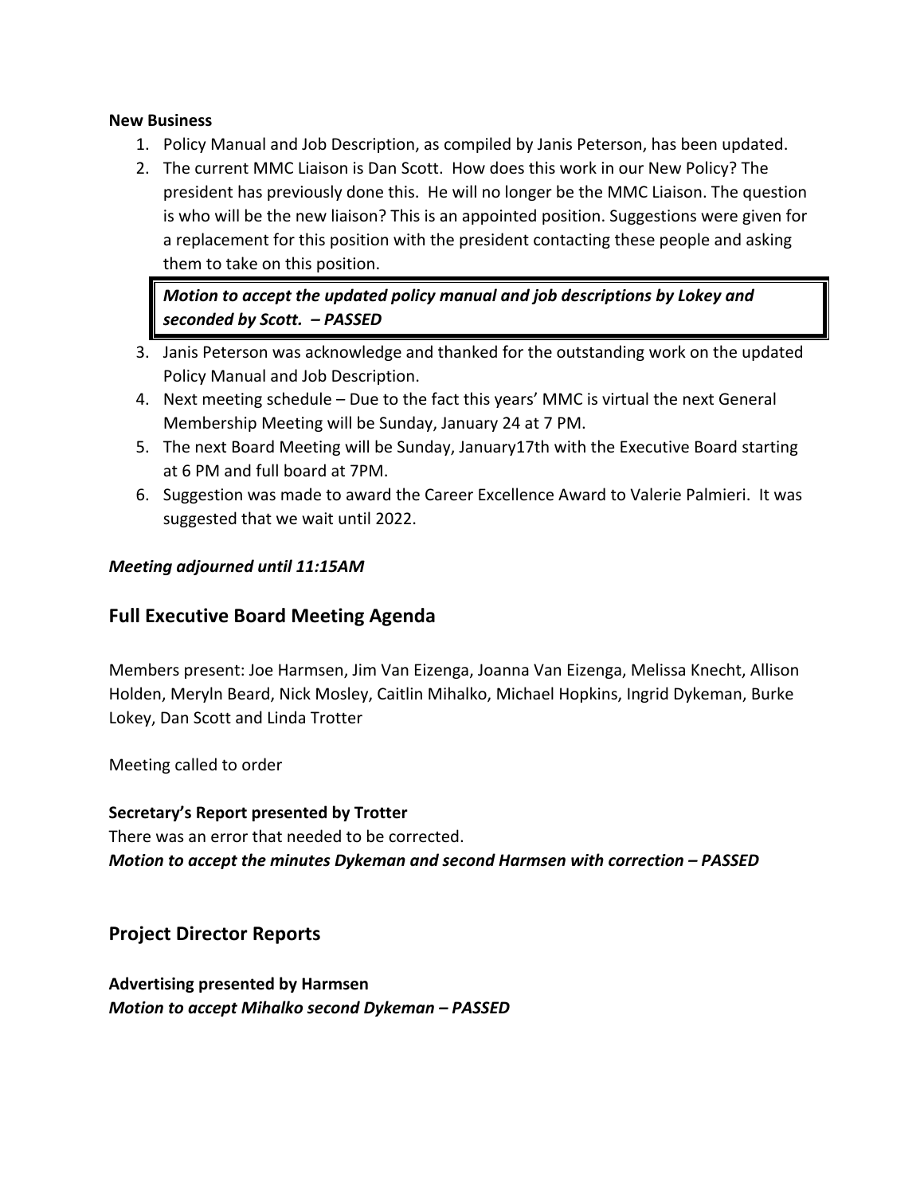**New Business**

1. Policy Manual and Job Description, as compiled by Janis Peterson, has been updated.
2. The current MMC Liaison is Dan Scott. How does this work in our New Policy? The president has previously done this. He will no longer be the MMC Liaison. The question is who will be the new liaison? This is an appointed position. Suggestions were given for a replacement for this position with the president contacting these people and asking them to take on this position.

> ***Motion to accept the updated policy manual and job descriptions by Lokey and seconded by Scott. – PASSED***

3. Janis Peterson was acknowledge and thanked for the outstanding work on the updated Policy Manual and Job Description.
4. Next meeting schedule – Due to the fact this years' MMC is virtual the next General Membership Meeting will be Sunday, January 24 at 7 PM.
5. The next Board Meeting will be Sunday, January17th with the Executive Board starting at 6 PM and full board at 7PM.
6. Suggestion was made to award the Career Excellence Award to Valerie Palmieri. It was suggested that we wait until 2022.

***Meeting adjourned until 11:15AM***

## Full Executive Board Meeting Agenda

Members present: Joe Harmsen, Jim Van Eizenga, Joanna Van Eizenga, Melissa Knecht, Allison Holden, Meryln Beard, Nick Mosley, Caitlin Mihalko, Michael Hopkins, Ingrid Dykeman, Burke Lokey, Dan Scott and Linda Trotter

Meeting called to order

**Secretary's Report presented by Trotter**

There was an error that needed to be corrected.

***Motion to accept the minutes Dykeman and second Harmsen with correction – PASSED***

## Project Director Reports

**Advertising presented by Harmsen**

***Motion to accept Mihalko second Dykeman – PASSED***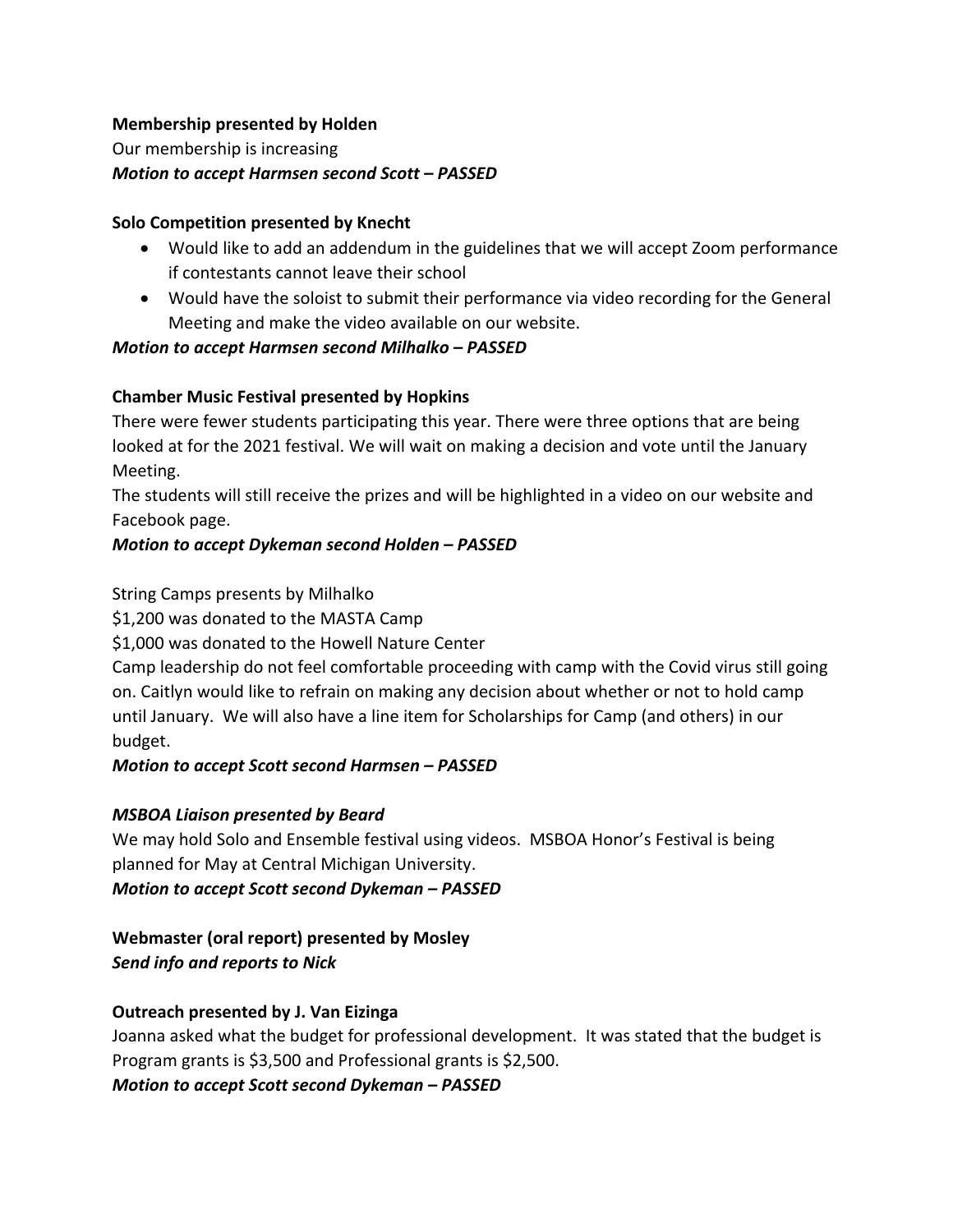**Membership presented by Holden**

Our membership is increasing

***Motion to accept Harmsen second Scott – PASSED***

**Solo Competition presented by Knecht**

- Would like to add an addendum in the guidelines that we will accept Zoom performance if contestants cannot leave their school
- Would have the soloist to submit their performance via video recording for the General Meeting and make the video available on our website.

***Motion to accept Harmsen second Milhalko – PASSED***

**Chamber Music Festival presented by Hopkins**

There were fewer students participating this year. There were three options that are being looked at for the 2021 festival. We will wait on making a decision and vote until the January Meeting.

The students will still receive the prizes and will be highlighted in a video on our website and Facebook page.

***Motion to accept Dykeman second Holden – PASSED***

String Camps presents by Milhalko

$1,200 was donated to the MASTA Camp

$1,000 was donated to the Howell Nature Center

Camp leadership do not feel comfortable proceeding with camp with the Covid virus still going on. Caitlyn would like to refrain on making any decision about whether or not to hold camp until January. We will also have a line item for Scholarships for Camp (and others) in our budget.

***Motion to accept Scott second Harmsen – PASSED***

***MSBOA Liaison presented by Beard***

We may hold Solo and Ensemble festival using videos. MSBOA Honor's Festival is being planned for May at Central Michigan University.

***Motion to accept Scott second Dykeman – PASSED***

**Webmaster (oral report) presented by Mosley**

***Send info and reports to Nick***

**Outreach presented by J. Van Eizinga**

Joanna asked what the budget for professional development. It was stated that the budget is Program grants is $3,500 and Professional grants is $2,500.

***Motion to accept Scott second Dykeman – PASSED***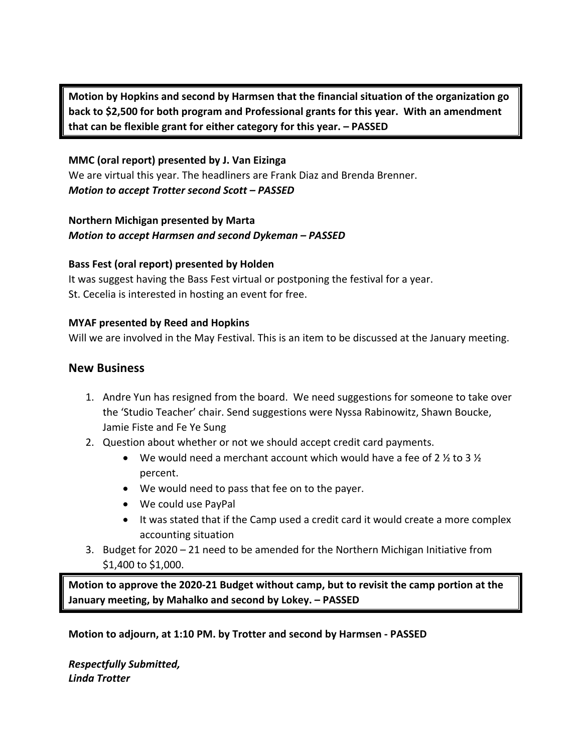**Motion by Hopkins and second by Harmsen that the financial situation of the organization go back to $2,500 for both program and Professional grants for this year. With an amendment that can be flexible grant for either category for this year. – PASSED**

**MMC (oral report) presented by J. Van Eizinga**

We are virtual this year. The headliners are Frank Diaz and Brenda Brenner.

***Motion to accept Trotter second Scott – PASSED***

**Northern Michigan presented by Marta**

***Motion to accept Harmsen and second Dykeman – PASSED***

**Bass Fest (oral report) presented by Holden**

It was suggest having the Bass Fest virtual or postponing the festival for a year.

St. Cecelia is interested in hosting an event for free.

**MYAF presented by Reed and Hopkins**

Will we are involved in the May Festival. This is an item to be discussed at the January meeting.

## New Business

1. Andre Yun has resigned from the board. We need suggestions for someone to take over the 'Studio Teacher' chair. Send suggestions were Nyssa Rabinowitz, Shawn Boucke, Jamie Fiste and Fe Ye Sung
2. Question about whether or not we should accept credit card payments.
   - We would need a merchant account which would have a fee of 2 ½ to 3 ½ percent.
   - We would need to pass that fee on to the payer.
   - We could use PayPal
   - It was stated that if the Camp used a credit card it would create a more complex accounting situation
3. Budget for 2020 – 21 need to be amended for the Northern Michigan Initiative from $1,400 to $1,000.

**Motion to approve the 2020-21 Budget without camp, but to revisit the camp portion at the January meeting, by Mahalko and second by Lokey. – PASSED**

**Motion to adjourn, at 1:10 PM. by Trotter and second by Harmsen - PASSED**

***Respectfully Submitted,***
***Linda Trotter***